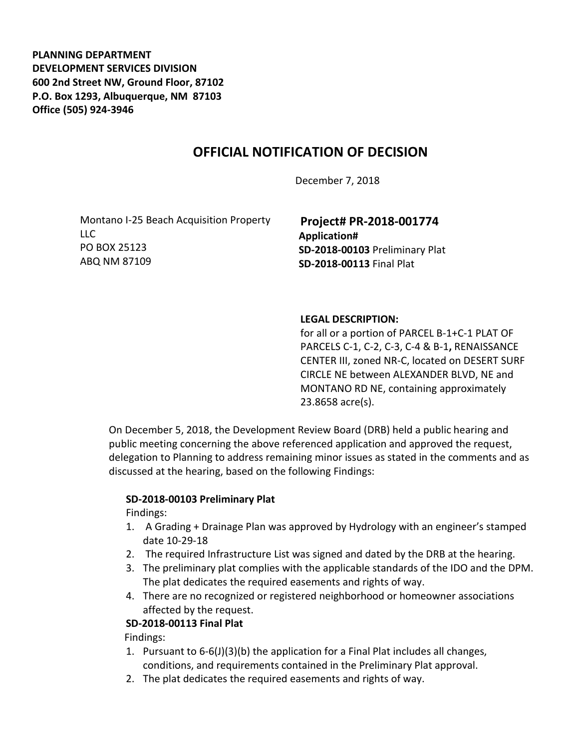**PLANNING DEPARTMENT**
**DEVELOPMENT SERVICES DIVISION**
**600 2nd Street NW, Ground Floor, 87102**
**P.O. Box 1293, Albuquerque, NM 87103**
**Office (505) 924-3946**

# OFFICIAL NOTIFICATION OF DECISION

December 7, 2018

Montano I-25 Beach Acquisition Property LLC
PO BOX 25123
ABQ NM 87109

**Project# PR-2018-001774**
**Application#**
**SD-2018-00103** Preliminary Plat
**SD-2018-00113** Final Plat

**LEGAL DESCRIPTION:**
for all or a portion of PARCEL B-1+C-1 PLAT OF PARCELS C-1, C-2, C-3, C-4 & B-1**,** RENAISSANCE CENTER III, zoned NR-C, located on DESERT SURF CIRCLE NE between ALEXANDER BLVD, NE and MONTANO RD NE, containing approximately 23.8658 acre(s).

On December 5, 2018, the Development Review Board (DRB) held a public hearing and public meeting concerning the above referenced application and approved the request, delegation to Planning to address remaining minor issues as stated in the comments and as discussed at the hearing, based on the following Findings:

**SD-2018-00103 Preliminary Plat**

Findings:

1. A Grading + Drainage Plan was approved by Hydrology with an engineer's stamped date 10-29-18
2. The required Infrastructure List was signed and dated by the DRB at the hearing.
3. The preliminary plat complies with the applicable standards of the IDO and the DPM. The plat dedicates the required easements and rights of way.
4. There are no recognized or registered neighborhood or homeowner associations affected by the request.

**SD-2018-00113 Final Plat**

Findings:

1. Pursuant to 6-6(J)(3)(b) the application for a Final Plat includes all changes, conditions, and requirements contained in the Preliminary Plat approval.
2. The plat dedicates the required easements and rights of way.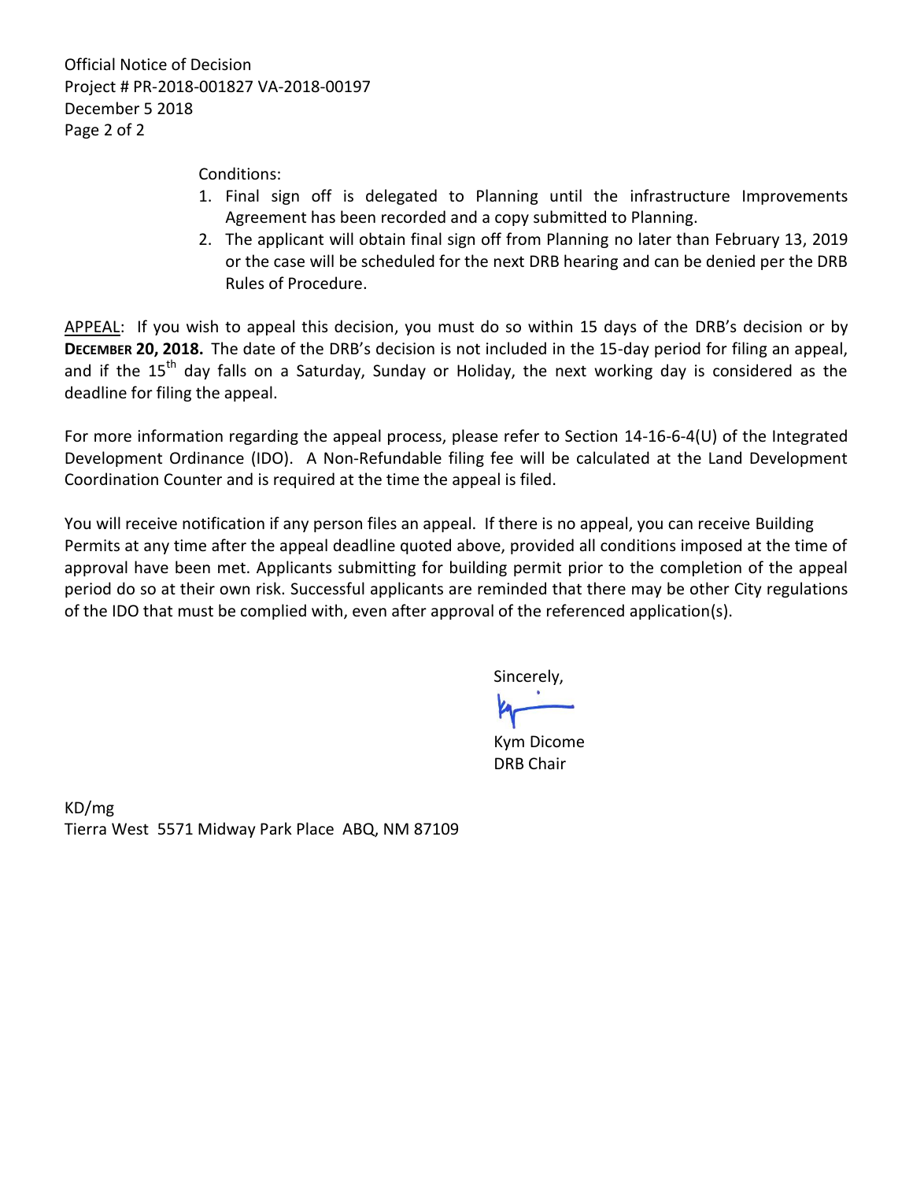Conditions:

1. Final sign off is delegated to Planning until the infrastructure Improvements Agreement has been recorded and a copy submitted to Planning.
2. The applicant will obtain final sign off from Planning no later than February 13, 2019 or the case will be scheduled for the next DRB hearing and can be denied per the DRB Rules of Procedure.

APPEAL: If you wish to appeal this decision, you must do so within 15 days of the DRB's decision or by **DECEMBER 20, 2018.** The date of the DRB's decision is not included in the 15-day period for filing an appeal, and if the 15th day falls on a Saturday, Sunday or Holiday, the next working day is considered as the deadline for filing the appeal.

For more information regarding the appeal process, please refer to Section 14-16-6-4(U) of the Integrated Development Ordinance (IDO). A Non-Refundable filing fee will be calculated at the Land Development Coordination Counter and is required at the time the appeal is filed.

You will receive notification if any person files an appeal. If there is no appeal, you can receive Building Permits at any time after the appeal deadline quoted above, provided all conditions imposed at the time of approval have been met. Applicants submitting for building permit prior to the completion of the appeal period do so at their own risk. Successful applicants are reminded that there may be other City regulations of the IDO that must be complied with, even after approval of the referenced application(s).

Sincerely,

Kym Dicome
DRB Chair

KD/mg
Tierra West 5571 Midway Park Place ABQ, NM 87109